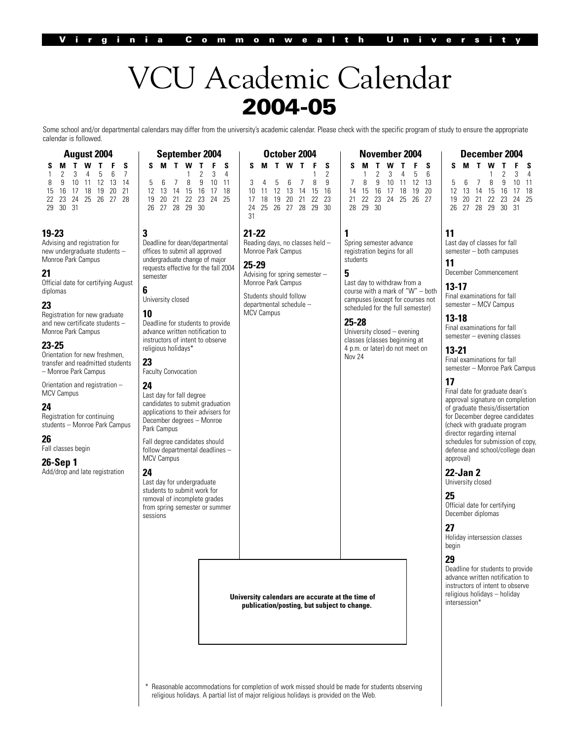Virginia Commonwealth University

# VCU Academic Calendar
# 2004-05

Some school and/or departmental calendars may differ from the university's academic calendar. Please check with the specific program of study to ensure the appropriate calendar is followed.

## August 2004

| S | M | T | W | T | F | S |
|---|---|---|---|---|---|---|
| 1 | 2 | 3 | 4 | 5 | 6 | 7 |
| 8 | 9 | 10 | 11 | 12 | 13 | 14 |
| 15 | 16 | 17 | 18 | 19 | 20 | 21 |
| 22 | 23 | 24 | 25 | 26 | 27 | 28 |
| 29 | 30 | 31 | | | | |

**19-23**
Advising and registration for new undergraduate students – Monroe Park Campus

**21**
Official date for certifying August diplomas

**23**
Registration for new graduate and new certificate students – Monroe Park Campus

**23-25**
Orientation for new freshmen, transfer and readmitted students – Monroe Park Campus

Orientation and registration – MCV Campus

**24**
Registration for continuing students – Monroe Park Campus

**26**
Fall classes begin

**26-Sep 1**
Add/drop and late registration

## September 2004

| S | M | T | W | T | F | S |
|---|---|---|---|---|---|---|
| | | | 1 | 2 | 3 | 4 |
| 5 | 6 | 7 | 8 | 9 | 10 | 11 |
| 12 | 13 | 14 | 15 | 16 | 17 | 18 |
| 19 | 20 | 21 | 22 | 23 | 24 | 25 |
| 26 | 27 | 28 | 29 | 30 | | |

**3**
Deadline for dean/departmental offices to submit all approved undergraduate change of major requests effective for the fall 2004 semester

**6**
University closed

**10**
Deadline for students to provide advance written notification to instructors of intent to observe religious holidays*

**23**
Faculty Convocation

**24**
Last day for fall degree candidates to submit graduation applications to their advisers for December degrees – Monroe Park Campus

Fall degree candidates should follow departmental deadlines – MCV Campus

**24**
Last day for undergraduate students to submit work for removal of incomplete grades from spring semester or summer sessions

## October 2004

| S | M | T | W | T | F | S |
|---|---|---|---|---|---|---|
| | | | | | 1 | 2 |
| 3 | 4 | 5 | 6 | 7 | 8 | 9 |
| 10 | 11 | 12 | 13 | 14 | 15 | 16 |
| 17 | 18 | 19 | 20 | 21 | 22 | 23 |
| 24 | 25 | 26 | 27 | 28 | 29 | 30 |
| 31 | | | | | | |

**21-22**
Reading days, no classes held – Monroe Park Campus

**25-29**
Advising for spring semester – Monroe Park Campus

Students should follow departmental schedule – MCV Campus

## November 2004

| S | M | T | W | T | F | S |
|---|---|---|---|---|---|---|
| | 1 | 2 | 3 | 4 | 5 | 6 |
| 7 | 8 | 9 | 10 | 11 | 12 | 13 |
| 14 | 15 | 16 | 17 | 18 | 19 | 20 |
| 21 | 22 | 23 | 24 | 25 | 26 | 27 |
| 28 | 29 | 30 | | | | |

**1**
Spring semester advance registration begins for all students

**5**
Last day to withdraw from a course with a mark of "W" – both campuses (except for courses not scheduled for the full semester)

**25-28**
University closed – evening classes (classes beginning at 4 p.m. or later) do not meet on Nov 24

## December 2004

| S | M | T | W | T | F | S |
|---|---|---|---|---|---|---|
| | | | 1 | 2 | 3 | 4 |
| 5 | 6 | 7 | 8 | 9 | 10 | 11 |
| 12 | 13 | 14 | 15 | 16 | 17 | 18 |
| 19 | 20 | 21 | 22 | 23 | 24 | 25 |
| 26 | 27 | 28 | 29 | 30 | 31 | |

**11**
Last day of classes for fall semester – both campuses

**11**
December Commencement

**13-17**
Final examinations for fall semester – MCV Campus

**13-18**
Final examinations for fall semester – evening classes

**13-21**
Final examinations for fall semester – Monroe Park Campus

**17**
Final date for graduate dean's approval signature on completion of graduate thesis/dissertation for December degree candidates (check with graduate program director regarding internal schedules for submission of copy, defense and school/college dean approval)

**22-Jan 2**
University closed

**25**
Official date for certifying December diplomas

**27**
Holiday intersession classes begin

**29**
Deadline for students to provide advance written notification to instructors of intent to observe religious holidays – holiday intersession*

**University calendars are accurate at the time of publication/posting, but subject to change.**

\* Reasonable accommodations for completion of work missed should be made for students observing religious holidays. A partial list of major religious holidays is provided on the Web.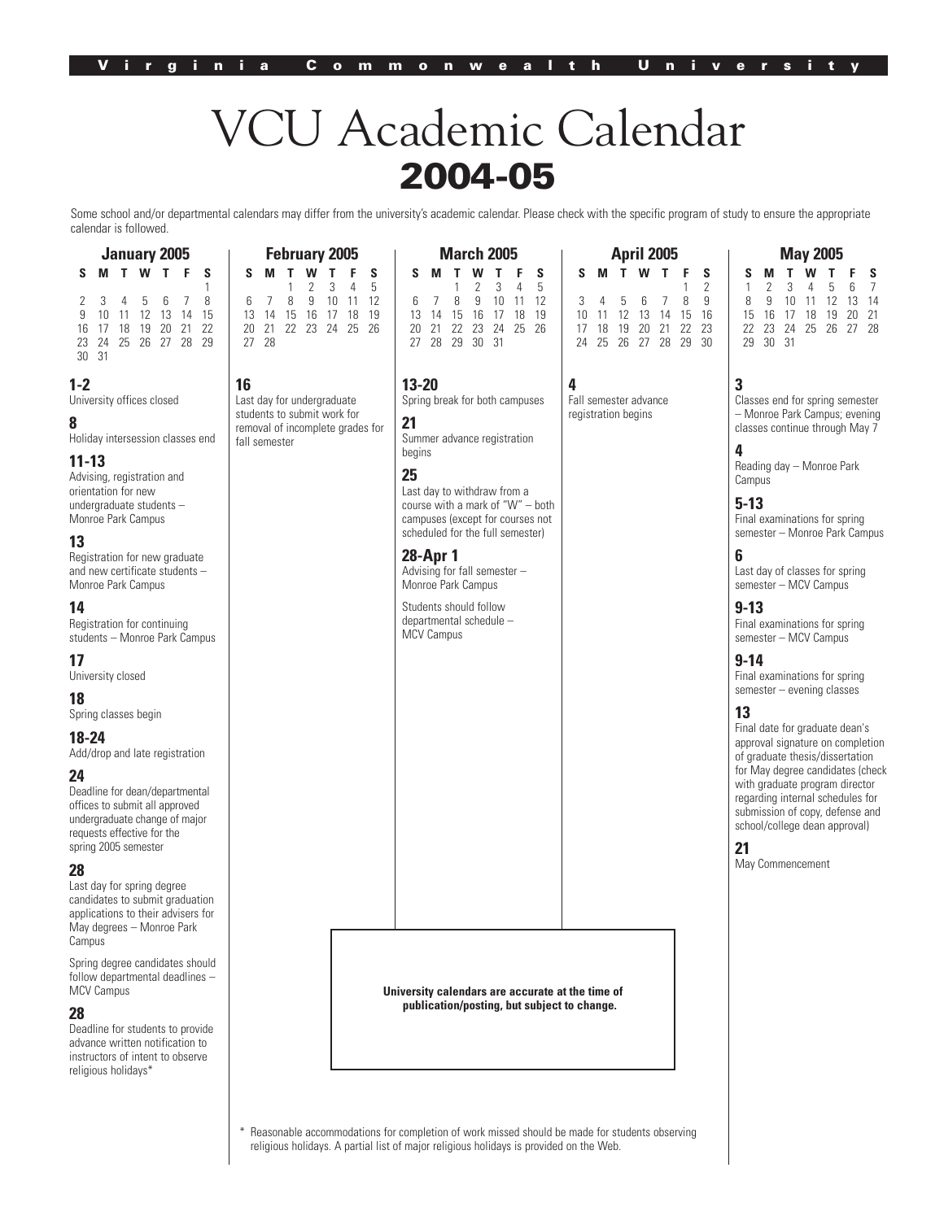Virginia Commonwealth University

# VCU Academic Calendar
## 2004-05

Some school and/or departmental calendars may differ from the university's academic calendar. Please check with the specific program of study to ensure the appropriate calendar is followed.

### January 2005

| S | M | T | W | T | F | S |
|---|---|---|---|---|---|---|
| | | | | | | 1 |
| 2 | 3 | 4 | 5 | 6 | 7 | 8 |
| 9 | 10 | 11 | 12 | 13 | 14 | 15 |
| 16 | 17 | 18 | 19 | 20 | 21 | 22 |
| 23 | 24 | 25 | 26 | 27 | 28 | 29 |
| 30 | 31 | | | | | |

**1-2**
University offices closed

**8**
Holiday intersession classes end

**11-13**
Advising, registration and orientation for new undergraduate students – Monroe Park Campus

**13**
Registration for new graduate and new certificate students – Monroe Park Campus

**14**
Registration for continuing students – Monroe Park Campus

**17**
University closed

**18**
Spring classes begin

**18-24**
Add/drop and late registration

**24**
Deadline for dean/departmental offices to submit all approved undergraduate change of major requests effective for the spring 2005 semester

**28**
Last day for spring degree candidates to submit graduation applications to their advisers for May degrees – Monroe Park Campus

Spring degree candidates should follow departmental deadlines – MCV Campus

**28**
Deadline for students to provide advance written notification to instructors of intent to observe religious holidays*

### February 2005

| S | M | T | W | T | F | S |
|---|---|---|---|---|---|---|
| | | 1 | 2 | 3 | 4 | 5 |
| 6 | 7 | 8 | 9 | 10 | 11 | 12 |
| 13 | 14 | 15 | 16 | 17 | 18 | 19 |
| 20 | 21 | 22 | 23 | 24 | 25 | 26 |
| 27 | 28 | | | | | |

**16**
Last day for undergraduate students to submit work for removal of incomplete grades for fall semester

### March 2005

| S | M | T | W | T | F | S |
|---|---|---|---|---|---|---|
| | | 1 | 2 | 3 | 4 | 5 |
| 6 | 7 | 8 | 9 | 10 | 11 | 12 |
| 13 | 14 | 15 | 16 | 17 | 18 | 19 |
| 20 | 21 | 22 | 23 | 24 | 25 | 26 |
| 27 | 28 | 29 | 30 | 31 | | |

**13-20**
Spring break for both campuses

**21**
Summer advance registration begins

**25**
Last day to withdraw from a course with a mark of "W" – both campuses (except for courses not scheduled for the full semester)

**28-Apr 1**
Advising for fall semester – Monroe Park Campus

Students should follow departmental schedule – MCV Campus

### April 2005

| S | M | T | W | T | F | S |
|---|---|---|---|---|---|---|
| | | | | | 1 | 2 |
| 3 | 4 | 5 | 6 | 7 | 8 | 9 |
| 10 | 11 | 12 | 13 | 14 | 15 | 16 |
| 17 | 18 | 19 | 20 | 21 | 22 | 23 |
| 24 | 25 | 26 | 27 | 28 | 29 | 30 |

**4**
Fall semester advance registration begins

### May 2005

| S | M | T | W | T | F | S |
|---|---|---|---|---|---|---|
| 1 | 2 | 3 | 4 | 5 | 6 | 7 |
| 8 | 9 | 10 | 11 | 12 | 13 | 14 |
| 15 | 16 | 17 | 18 | 19 | 20 | 21 |
| 22 | 23 | 24 | 25 | 26 | 27 | 28 |
| 29 | 30 | 31 | | | | |

**3**
Classes end for spring semester – Monroe Park Campus; evening classes continue through May 7

**4**
Reading day – Monroe Park Campus

**5-13**
Final examinations for spring semester – Monroe Park Campus

**6**
Last day of classes for spring semester – MCV Campus

**9-13**
Final examinations for spring semester – MCV Campus

**9-14**
Final examinations for spring semester – evening classes

**13**
Final date for graduate dean's approval signature on completion of graduate thesis/dissertation for May degree candidates (check with graduate program director regarding internal schedules for submission of copy, defense and school/college dean approval)

**21**
May Commencement

**University calendars are accurate at the time of publication/posting, but subject to change.**

\* Reasonable accommodations for completion of work missed should be made for students observing religious holidays. A partial list of major religious holidays is provided on the Web.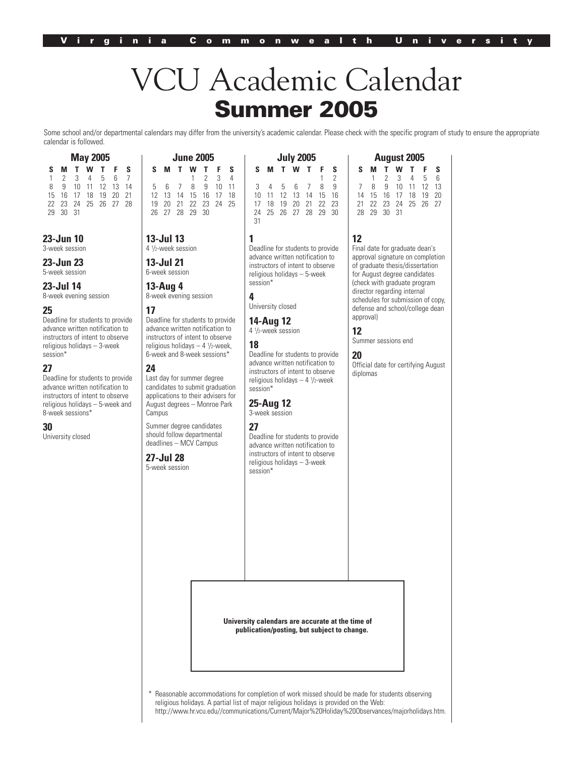# VCU Academic Calendar

## Summer 2005

Some school and/or departmental calendars may differ from the university's academic calendar. Please check with the specific program of study to ensure the appropriate calendar is followed.

### May 2005

| S | M | T | W | T | F | S |
|---|---|---|---|---|---|---|
| 1 | 2 | 3 | 4 | 5 | 6 | 7 |
| 8 | 9 | 10 | 11 | 12 | 13 | 14 |
| 15 | 16 | 17 | 18 | 19 | 20 | 21 |
| 22 | 23 | 24 | 25 | 26 | 27 | 28 |
| 29 | 30 | 31 | | | | |

**23-Jun 10**
3-week session

**23-Jun 23**
5-week session

**23-Jul 14**
8-week evening session

**25**
Deadline for students to provide advance written notification to instructors of intent to observe religious holidays – 3-week session*

**27**
Deadline for students to provide advance written notification to instructors of intent to observe religious holidays – 5-week and 8-week sessions*

**30**
University closed

### June 2005

| S | M | T | W | T | F | S |
|---|---|---|---|---|---|---|
| | | | 1 | 2 | 3 | 4 |
| 5 | 6 | 7 | 8 | 9 | 10 | 11 |
| 12 | 13 | 14 | 15 | 16 | 17 | 18 |
| 19 | 20 | 21 | 22 | 23 | 24 | 25 |
| 26 | 27 | 28 | 29 | 30 | | |

**13-Jul 13**
4 1/2-week session

**13-Jul 21**
6-week session

**13-Aug 4**
8-week evening session

**17**
Deadline for students to provide advance written notification to instructors of intent to observe religious holidays – 4 1/2-week, 6-week and 8-week sessions*

**24**
Last day for summer degree candidates to submit graduation applications to their advisers for August degrees – Monroe Park Campus

Summer degree candidates should follow departmental deadlines – MCV Campus

**27-Jul 28**
5-week session

### July 2005

| S | M | T | W | T | F | S |
|---|---|---|---|---|---|---|
| | | | | | 1 | 2 |
| 3 | 4 | 5 | 6 | 7 | 8 | 9 |
| 10 | 11 | 12 | 13 | 14 | 15 | 16 |
| 17 | 18 | 19 | 20 | 21 | 22 | 23 |
| 24 | 25 | 26 | 27 | 28 | 29 | 30 |
| 31 | | | | | | |

**1**
Deadline for students to provide advance written notification to instructors of intent to observe religious holidays – 5-week session*

**4**
University closed

**14-Aug 12**
4 1/2-week session

**18**
Deadline for students to provide advance written notification to instructors of intent to observe religious holidays – 4 1/2-week session*

**25-Aug 12**
3-week session

**27**
Deadline for students to provide advance written notification to instructors of intent to observe religious holidays – 3-week session*

### August 2005

| S | M | T | W | T | F | S |
|---|---|---|---|---|---|---|
| | 1 | 2 | 3 | 4 | 5 | 6 |
| 7 | 8 | 9 | 10 | 11 | 12 | 13 |
| 14 | 15 | 16 | 17 | 18 | 19 | 20 |
| 21 | 22 | 23 | 24 | 25 | 26 | 27 |
| 28 | 29 | 30 | 31 | | | |

**12**
Final date for graduate dean's approval signature on completion of graduate thesis/dissertation for August degree candidates (check with graduate program director regarding internal schedules for submission of copy, defense and school/college dean approval)

**12**
Summer sessions end

**20**
Official date for certifying August diplomas

**University calendars are accurate at the time of publication/posting, but subject to change.**

* Reasonable accommodations for completion of work missed should be made for students observing religious holidays. A partial list of major religious holidays is provided on the Web: http://www.hr.vcu.edu//communications/Current/Major%20Holiday%20Observances/majorholidays.htm.